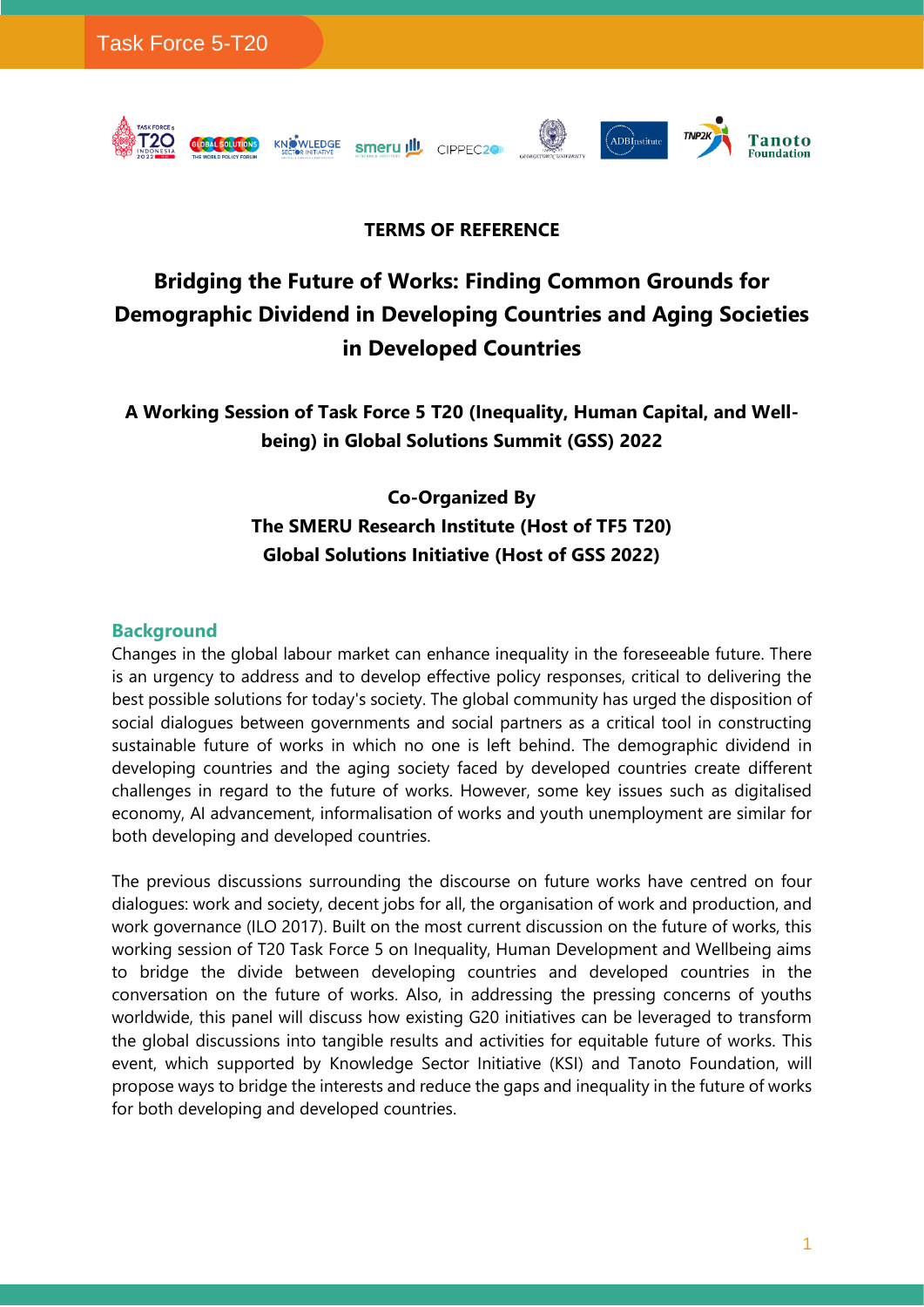**TERMS OF REFERENCE**

# Bridging the Future of Works: Finding Common Grounds for Demographic Dividend in Developing Countries and Aging Societies in Developed Countries

## A Working Session of Task Force 5 T20 (Inequality, Human Capital, and Well-being) in Global Solutions Summit (GSS) 2022

**Co-Organized By**
**The SMERU Research Institute (Host of TF5 T20)**
**Global Solutions Initiative (Host of GSS 2022)**

## Background

Changes in the global labour market can enhance inequality in the foreseeable future. There is an urgency to address and to develop effective policy responses, critical to delivering the best possible solutions for today's society. The global community has urged the disposition of social dialogues between governments and social partners as a critical tool in constructing sustainable future of works in which no one is left behind. The demographic dividend in developing countries and the aging society faced by developed countries create different challenges in regard to the future of works. However, some key issues such as digitalised economy, AI advancement, informalisation of works and youth unemployment are similar for both developing and developed countries.

The previous discussions surrounding the discourse on future works have centred on four dialogues: work and society, decent jobs for all, the organisation of work and production, and work governance (ILO 2017). Built on the most current discussion on the future of works, this working session of T20 Task Force 5 on Inequality, Human Development and Wellbeing aims to bridge the divide between developing countries and developed countries in the conversation on the future of works. Also, in addressing the pressing concerns of youths worldwide, this panel will discuss how existing G20 initiatives can be leveraged to transform the global discussions into tangible results and activities for equitable future of works. This event, which supported by Knowledge Sector Initiative (KSI) and Tanoto Foundation, will propose ways to bridge the interests and reduce the gaps and inequality in the future of works for both developing and developed countries.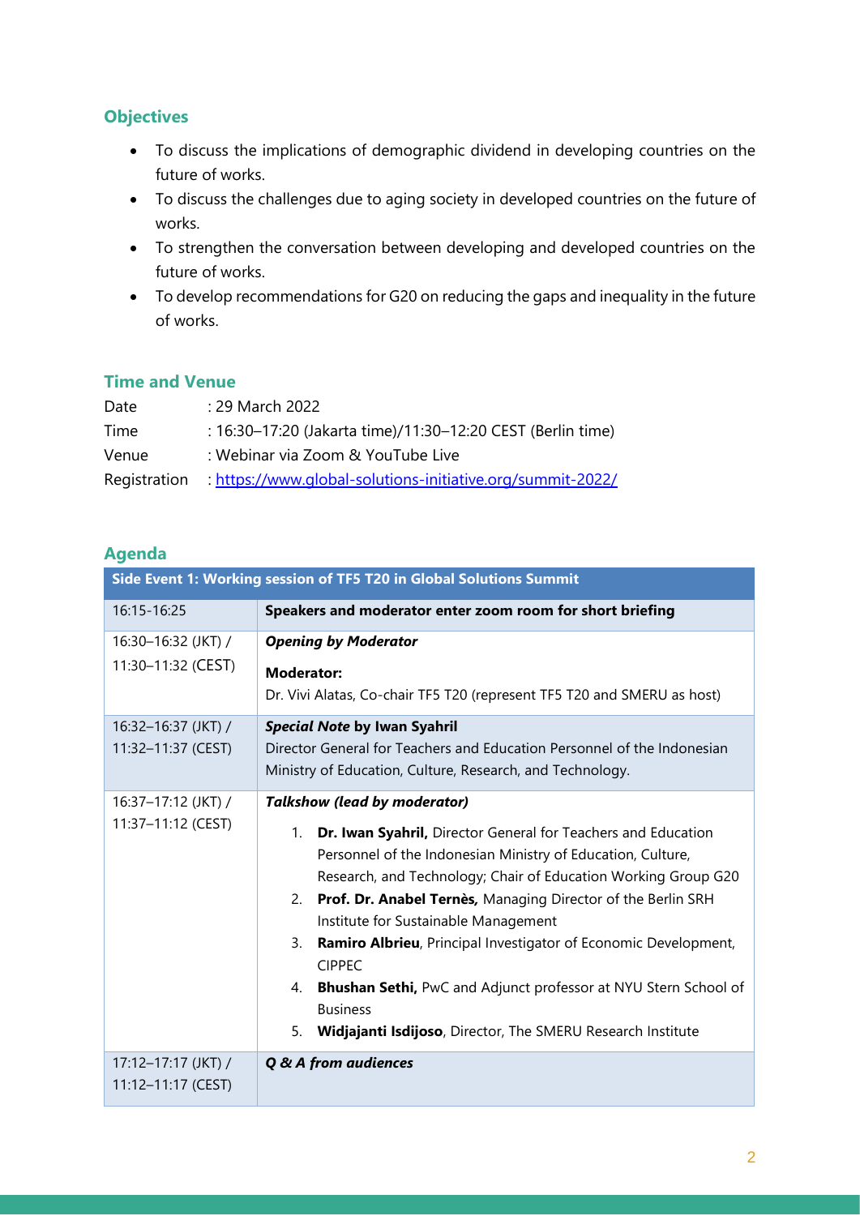## Objectives

- To discuss the implications of demographic dividend in developing countries on the future of works.
- To discuss the challenges due to aging society in developed countries on the future of works.
- To strengthen the conversation between developing and developed countries on the future of works.
- To develop recommendations for G20 on reducing the gaps and inequality in the future of works.

## Time and Venue

| | |
|---|---|
| Date | : 29 March 2022 |
| Time | : 16:30–17:20 (Jakarta time)/11:30–12:20 CEST (Berlin time) |
| Venue | : Webinar via Zoom & YouTube Live |
| Registration | : [https://www.global-solutions-initiative.org/summit-2022/](https://www.global-solutions-initiative.org/summit-2022/) |

## Agenda

| Side Event 1: Working session of TF5 T20 in Global Solutions Summit | |
|---|---|
| 16:15-16:25 | **Speakers and moderator enter zoom room for short briefing** |
| 16:30–16:32 (JKT) / 11:30–11:32 (CEST) | ***Opening by Moderator***<br><br>**Moderator:**<br>Dr. Vivi Alatas, Co-chair TF5 T20 (represent TF5 T20 and SMERU as host) |
| 16:32–16:37 (JKT) / 11:32–11:37 (CEST) | ***Special Note* by Iwan Syahril**<br>Director General for Teachers and Education Personnel of the Indonesian Ministry of Education, Culture, Research, and Technology. |
| 16:37–17:12 (JKT) / 11:37–11:12 (CEST) | ***Talkshow (lead by moderator)***<br><br>1. **Dr. Iwan Syahril,** Director General for Teachers and Education Personnel of the Indonesian Ministry of Education, Culture, Research, and Technology; Chair of Education Working Group G20<br>2. **Prof. Dr. Anabel Ternès,** Managing Director of the Berlin SRH Institute for Sustainable Management<br>3. **Ramiro Albrieu**, Principal Investigator of Economic Development, CIPPEC<br>4. **Bhushan Sethi,** PwC and Adjunct professor at NYU Stern School of Business<br>5. **Widjajanti Isdijoso**, Director, The SMERU Research Institute |
| 17:12–17:17 (JKT) / 11:12–11:17 (CEST) | ***Q & A from audiences*** |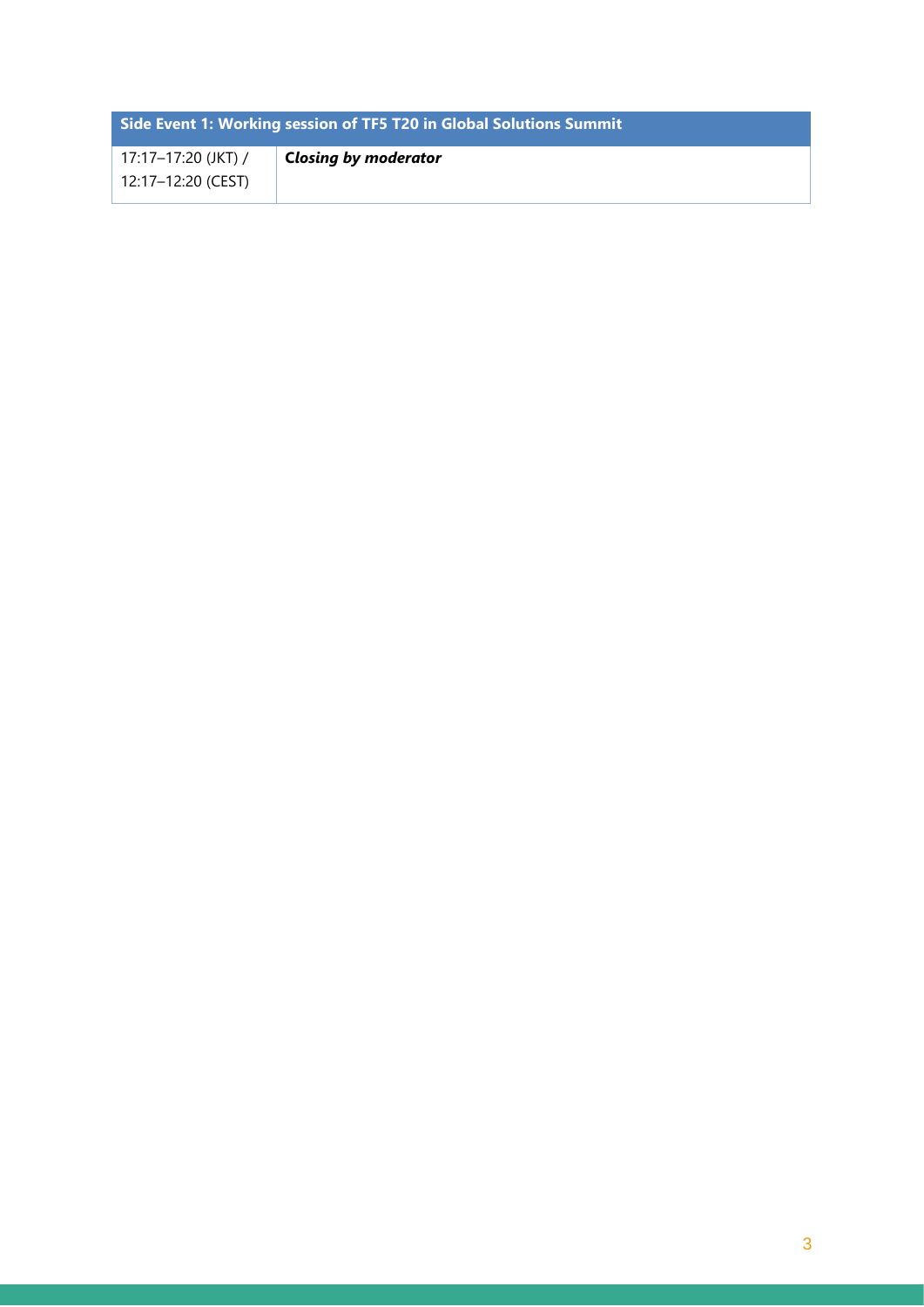| Side Event 1: Working session of TF5 T20 in Global Solutions Summit | |
|---|---|
| 17:17–17:20 (JKT) / 12:17–12:20 (CEST) | ***Closing by moderator*** |